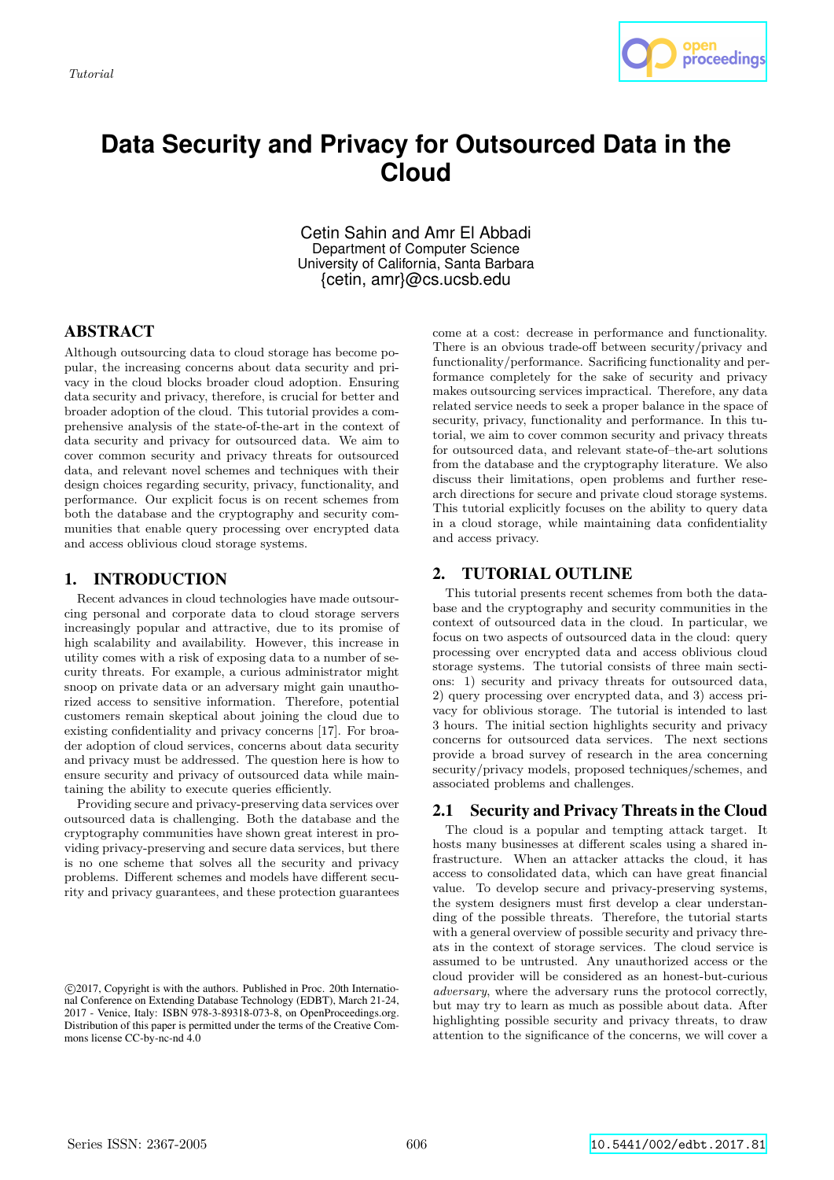Tutorial

# Data Security and Privacy for Outsourced Data in the Cloud

Cetin Sahin and Amr El Abbadi
Department of Computer Science
University of California, Santa Barbara
{cetin, amr}@cs.ucsb.edu

## ABSTRACT

Although outsourcing data to cloud storage has become popular, the increasing concerns about data security and privacy in the cloud blocks broader cloud adoption. Ensuring data security and privacy, therefore, is crucial for better and broader adoption of the cloud. This tutorial provides a comprehensive analysis of the state-of-the-art in the context of data security and privacy for outsourced data. We aim to cover common security and privacy threats for outsourced data, and relevant novel schemes and techniques with their design choices regarding security, privacy, functionality, and performance. Our explicit focus is on recent schemes from both the database and the cryptography and security communities that enable query processing over encrypted data and access oblivious cloud storage systems.

## 1. INTRODUCTION

Recent advances in cloud technologies have made outsourcing personal and corporate data to cloud storage servers increasingly popular and attractive, due to its promise of high scalability and availability. However, this increase in utility comes with a risk of exposing data to a number of security threats. For example, a curious administrator might snoop on private data or an adversary might gain unauthorized access to sensitive information. Therefore, potential customers remain skeptical about joining the cloud due to existing confidentiality and privacy concerns [17]. For broader adoption of cloud services, concerns about data security and privacy must be addressed. The question here is how to ensure security and privacy of outsourced data while maintaining the ability to execute queries efficiently.

Providing secure and privacy-preserving data services over outsourced data is challenging. Both the database and the cryptography communities have shown great interest in providing privacy-preserving and secure data services, but there is no one scheme that solves all the security and privacy problems. Different schemes and models have different security and privacy guarantees, and these protection guarantees come at a cost: decrease in performance and functionality. There is an obvious trade-off between security/privacy and functionality/performance. Sacrificing functionality and performance completely for the sake of security and privacy makes outsourcing services impractical. Therefore, any data related service needs to seek a proper balance in the space of security, privacy, functionality and performance. In this tutorial, we aim to cover common security and privacy threats for outsourced data, and relevant state-of–the-art solutions from the database and the cryptography literature. We also discuss their limitations, open problems and further research directions for secure and private cloud storage systems. This tutorial explicitly focuses on the ability to query data in a cloud storage, while maintaining data confidentiality and access privacy.

©2017, Copyright is with the authors. Published in Proc. 20th International Conference on Extending Database Technology (EDBT), March 21-24, 2017 - Venice, Italy: ISBN 978-3-89318-073-8, on OpenProceedings.org. Distribution of this paper is permitted under the terms of the Creative Commons license CC-by-nc-nd 4.0

## 2. TUTORIAL OUTLINE

This tutorial presents recent schemes from both the database and the cryptography and security communities in the context of outsourced data in the cloud. In particular, we focus on two aspects of outsourced data in the cloud: query processing over encrypted data and access oblivious cloud storage systems. The tutorial consists of three main sections: 1) security and privacy threats for outsourced data, 2) query processing over encrypted data, and 3) access privacy for oblivious storage. The tutorial is intended to last 3 hours. The initial section highlights security and privacy concerns for outsourced data services. The next sections provide a broad survey of research in the area concerning security/privacy models, proposed techniques/schemes, and associated problems and challenges.

### 2.1 Security and Privacy Threats in the Cloud

The cloud is a popular and tempting attack target. It hosts many businesses at different scales using a shared infrastructure. When an attacker attacks the cloud, it has access to consolidated data, which can have great financial value. To develop secure and privacy-preserving systems, the system designers must first develop a clear understanding of the possible threats. Therefore, the tutorial starts with a general overview of possible security and privacy threats in the context of storage services. The cloud service is assumed to be untrusted. Any unauthorized access or the cloud provider will be considered as an honest-but-curious *adversary*, where the adversary runs the protocol correctly, but may try to learn as much as possible about data. After highlighting possible security and privacy threats, to draw attention to the significance of the concerns, we will cover a

Series ISSN: 2367-2005 10.5441/002/edbt.2017.81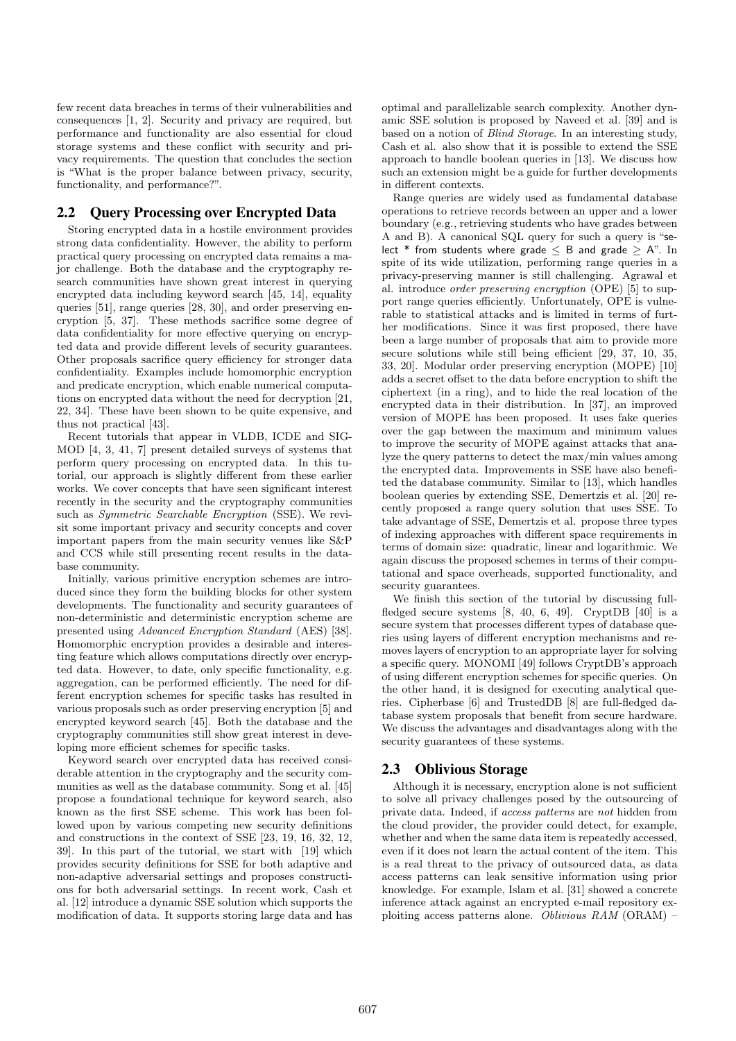few recent data breaches in terms of their vulnerabilities and consequences [1, 2]. Security and privacy are required, but performance and functionality are also essential for cloud storage systems and these conflict with security and privacy requirements. The question that concludes the section is "What is the proper balance between privacy, security, functionality, and performance?".

## 2.2 Query Processing over Encrypted Data

Storing encrypted data in a hostile environment provides strong data confidentiality. However, the ability to perform practical query processing on encrypted data remains a major challenge. Both the database and the cryptography research communities have shown great interest in querying encrypted data including keyword search [45, 14], equality queries [51], range queries [28, 30], and order preserving encryption [5, 37]. These methods sacrifice some degree of data confidentiality for more effective querying on encrypted data and provide different levels of security guarantees. Other proposals sacrifice query efficiency for stronger data confidentiality. Examples include homomorphic encryption and predicate encryption, which enable numerical computations on encrypted data without the need for decryption [21, 22, 34]. These have been shown to be quite expensive, and thus not practical [43].

Recent tutorials that appear in VLDB, ICDE and SIGMOD [4, 3, 41, 7] present detailed surveys of systems that perform query processing on encrypted data. In this tutorial, our approach is slightly different from these earlier works. We cover concepts that have seen significant interest recently in the security and the cryptography communities such as *Symmetric Searchable Encryption* (SSE). We revisit some important privacy and security concepts and cover important papers from the main security venues like S&P and CCS while still presenting recent results in the database community.

Initially, various primitive encryption schemes are introduced since they form the building blocks for other system developments. The functionality and security guarantees of non-deterministic and deterministic encryption scheme are presented using *Advanced Encryption Standard* (AES) [38]. Homomorphic encryption provides a desirable and interesting feature which allows computations directly over encrypted data. However, to date, only specific functionality, e.g. aggregation, can be performed efficiently. The need for different encryption schemes for specific tasks has resulted in various proposals such as order preserving encryption [5] and encrypted keyword search [45]. Both the database and the cryptography communities still show great interest in developing more efficient schemes for specific tasks.

Keyword search over encrypted data has received considerable attention in the cryptography and the security communities as well as the database community. Song et al. [45] propose a foundational technique for keyword search, also known as the first SSE scheme. This work has been followed upon by various competing new security definitions and constructions in the context of SSE [23, 19, 16, 32, 12, 39]. In this part of the tutorial, we start with [19] which provides security definitions for SSE for both adaptive and non-adaptive adversarial settings and proposes constructions for both adversarial settings. In recent work, Cash et al. [12] introduce a dynamic SSE solution which supports the modification of data. It supports storing large data and has optimal and parallelizable search complexity. Another dynamic SSE solution is proposed by Naveed et al. [39] and is based on a notion of *Blind Storage*. In an interesting study, Cash et al. also show that it is possible to extend the SSE approach to handle boolean queries in [13]. We discuss how such an extension might be a guide for further developments in different contexts.

Range queries are widely used as fundamental database operations to retrieve records between an upper and a lower boundary (e.g., retrieving students who have grades between A and B). A canonical SQL query for such a query is "select * from students where grade $\leq$ B and grade $\geq$ A". In spite of its wide utilization, performing range queries in a privacy-preserving manner is still challenging. Agrawal et al. introduce *order preserving encryption* (OPE) [5] to support range queries efficiently. Unfortunately, OPE is vulnerable to statistical attacks and is limited in terms of further modifications. Since it was first proposed, there have been a large number of proposals that aim to provide more secure solutions while still being efficient [29, 37, 10, 35, 33, 20]. Modular order preserving encryption (MOPE) [10] adds a secret offset to the data before encryption to shift the ciphertext (in a ring), and to hide the real location of the encrypted data in their distribution. In [37], an improved version of MOPE has been proposed. It uses fake queries over the gap between the maximum and minimum values to improve the security of MOPE against attacks that analyze the query patterns to detect the max/min values among the encrypted data. Improvements in SSE have also benefited the database community. Similar to [13], which handles boolean queries by extending SSE, Demertzis et al. [20] recently proposed a range query solution that uses SSE. To take advantage of SSE, Demertzis et al. propose three types of indexing approaches with different space requirements in terms of domain size: quadratic, linear and logarithmic. We again discuss the proposed schemes in terms of their computational and space overheads, supported functionality, and security guarantees.

We finish this section of the tutorial by discussing full-fledged secure systems [8, 40, 6, 49]. CryptDB [40] is a secure system that processes different types of database queries using layers of different encryption mechanisms and removes layers of encryption to an appropriate layer for solving a specific query. MONOMI [49] follows CryptDB's approach of using different encryption schemes for specific queries. On the other hand, it is designed for executing analytical queries. Cipherbase [6] and TrustedDB [8] are full-fledged database system proposals that benefit from secure hardware. We discuss the advantages and disadvantages along with the security guarantees of these systems.

## 2.3 Oblivious Storage

Although it is necessary, encryption alone is not sufficient to solve all privacy challenges posed by the outsourcing of private data. Indeed, if *access patterns* are *not* hidden from the cloud provider, the provider could detect, for example, whether and when the same data item is repeatedly accessed, even if it does not learn the actual content of the item. This is a real threat to the privacy of outsourced data, as data access patterns can leak sensitive information using prior knowledge. For example, Islam et al. [31] showed a concrete inference attack against an encrypted e-mail repository exploiting access patterns alone. *Oblivious RAM* (ORAM) –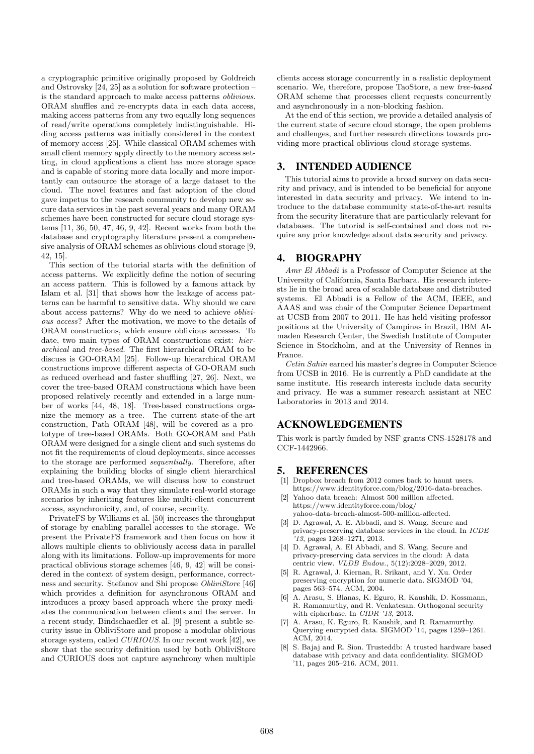a cryptographic primitive originally proposed by Goldreich and Ostrovsky [24, 25] as a solution for software protection – is the standard approach to make access patterns *oblivious*. ORAM shuffles and re-encrypts data in each data access, making access patterns from any two equally long sequences of read/write operations completely indistinguishable. Hiding access patterns was initially considered in the context of memory access [25]. While classical ORAM schemes with small client memory apply directly to the memory access setting, in cloud applications a client has more storage space and is capable of storing more data locally and more importantly can outsource the storage of a large dataset to the cloud. The novel features and fast adoption of the cloud gave impetus to the research community to develop new secure data services in the past several years and many ORAM schemes have been constructed for secure cloud storage systems [11, 36, 50, 47, 46, 9, 42]. Recent works from both the database and cryptography literature present a comprehensive analysis of ORAM schemes as oblivious cloud storage [9, 42, 15].

This section of the tutorial starts with the definition of access patterns. We explicitly define the notion of securing an access pattern. This is followed by a famous attack by Islam et al. [31] that shows how the leakage of access patterns can be harmful to sensitive data. Why should we care about access patterns? Why do we need to achieve *oblivious access*? After the motivation, we move to the details of ORAM constructions, which ensure oblivious accesses. To date, two main types of ORAM constructions exist: *hierarchical* and *tree-based*. The first hierarchical ORAM to be discuss is GO-ORAM [25]. Follow-up hierarchical ORAM constructions improve different aspects of GO-ORAM such as reduced overhead and faster shuffling [27, 26]. Next, we cover the tree-based ORAM constructions which have been proposed relatively recently and extended in a large number of works [44, 48, 18]. Tree-based constructions organize the memory as a tree. The current state-of-the-art construction, Path ORAM [48], will be covered as a prototype of tree-based ORAMs. Both GO-ORAM and Path ORAM were designed for a single client and such systems do not fit the requirements of cloud deployments, since accesses to the storage are performed *sequentially*. Therefore, after explaining the building blocks of single client hierarchical and tree-based ORAMs, we will discuss how to construct ORAMs in such a way that they simulate real-world storage scenarios by inheriting features like multi-client concurrent access, asynchronicity, and, of course, security.

PrivateFS by Williams et al. [50] increases the throughput of storage by enabling parallel accesses to the storage. We present the PrivateFS framework and then focus on how it allows multiple clients to obliviously access data in parallel along with its limitations. Follow-up improvements for more practical oblivious storage schemes [46, 9, 42] will be considered in the context of system design, performance, correctness and security. Stefanov and Shi propose *ObliviStore* [46] which provides a definition for asynchronous ORAM and introduces a proxy based approach where the proxy mediates the communication between clients and the server. In a recent study, Bindschaedler et al. [9] present a subtle security issue in ObliviStore and propose a modular oblivious storage system, called *CURIOUS*. In our recent work [42], we show that the security definition used by both ObliviStore and CURIOUS does not capture asynchrony when multiple clients access storage concurrently in a realistic deployment scenario. We, therefore, propose TaoStore, a new *tree-based* ORAM scheme that processes client requests concurrently and asynchronously in a non-blocking fashion.

At the end of this section, we provide a detailed analysis of the current state of secure cloud storage, the open problems and challenges, and further research directions towards providing more practical oblivious cloud storage systems.

## 3. INTENDED AUDIENCE

This tutorial aims to provide a broad survey on data security and privacy, and is intended to be beneficial for anyone interested in data security and privacy. We intend to introduce to the database community state-of-the-art results from the security literature that are particularly relevant for databases. The tutorial is self-contained and does not require any prior knowledge about data security and privacy.

## 4. BIOGRAPHY

*Amr El Abbadi* is a Professor of Computer Science at the University of California, Santa Barbara. His research interests lie in the broad area of scalable database and distributed systems. El Abbadi is a Fellow of the ACM, IEEE, and AAAS and was chair of the Computer Science Department at UCSB from 2007 to 2011. He has held visiting professor positions at the University of Campinas in Brazil, IBM Almaden Research Center, the Swedish Institute of Computer Science in Stockholm, and at the University of Rennes in France.

*Cetin Sahin* earned his master's degree in Computer Science from UCSB in 2016. He is currently a PhD candidate at the same institute. His research interests include data security and privacy. He was a summer research assistant at NEC Laboratories in 2013 and 2014.

## ACKNOWLEDGEMENTS

This work is partly funded by NSF grants CNS-1528178 and CCF-1442966.

## 5. REFERENCES

- [1] Dropbox breach from 2012 comes back to haunt users. https://www.identityforce.com/blog/2016-data-breaches.
- [2] Yahoo data breach: Almost 500 million affected. https://www.identityforce.com/blog/yahoo-data-breach-almost-500-million-affected.
- [3] D. Agrawal, A. E. Abbadi, and S. Wang. Secure and privacy-preserving database services in the cloud. In *ICDE '13*, pages 1268–1271, 2013.
- [4] D. Agrawal, A. El Abbadi, and S. Wang. Secure and privacy-preserving data services in the cloud: A data centric view. *VLDB Endow.*, 5(12):2028–2029, 2012.
- [5] R. Agrawal, J. Kiernan, R. Srikant, and Y. Xu. Order preserving encryption for numeric data. SIGMOD '04, pages 563–574. ACM, 2004.
- [6] A. Arasu, S. Blanas, K. Eguro, R. Kaushik, D. Kossmann, R. Ramamurthy, and R. Venkatesan. Orthogonal security with cipherbase. In *CIDR '13*, 2013.
- [7] A. Arasu, K. Eguro, R. Kaushik, and R. Ramamurthy. Querying encrypted data. SIGMOD '14, pages 1259–1261. ACM, 2014.
- [8] S. Bajaj and R. Sion. Trusteddb: A trusted hardware based database with privacy and data confidentiality. SIGMOD '11, pages 205–216. ACM, 2011.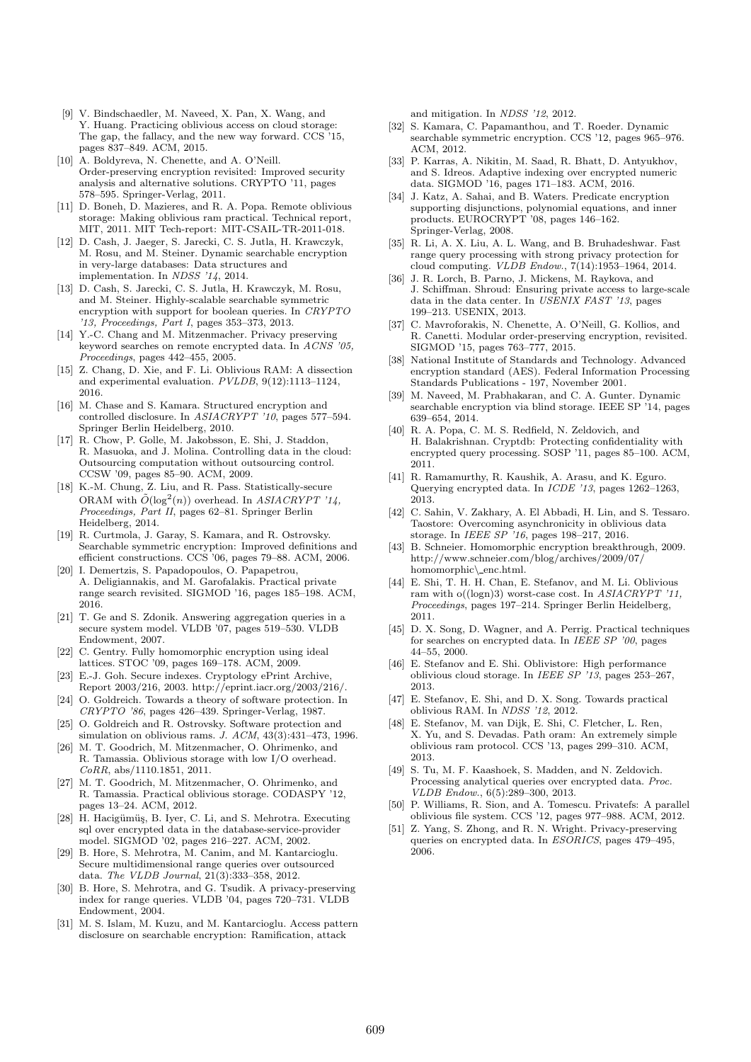[9] V. Bindschaedler, M. Naveed, X. Pan, X. Wang, and Y. Huang. Practicing oblivious access on cloud storage: The gap, the fallacy, and the new way forward. CCS '15, pages 837–849. ACM, 2015.

[10] A. Boldyreva, N. Chenette, and A. O'Neill. Order-preserving encryption revisited: Improved security analysis and alternative solutions. CRYPTO '11, pages 578–595. Springer-Verlag, 2011.

[11] D. Boneh, D. Mazieres, and R. A. Popa. Remote oblivious storage: Making oblivious ram practical. Technical report, MIT, 2011. MIT Tech-report: MIT-CSAIL-TR-2011-018.

[12] D. Cash, J. Jaeger, S. Jarecki, C. S. Jutla, H. Krawczyk, M. Rosu, and M. Steiner. Dynamic searchable encryption in very-large databases: Data structures and implementation. In *NDSS '14*, 2014.

[13] D. Cash, S. Jarecki, C. S. Jutla, H. Krawczyk, M. Rosu, and M. Steiner. Highly-scalable searchable symmetric encryption with support for boolean queries. In *CRYPTO '13, Proceedings, Part I*, pages 353–373, 2013.

[14] Y.-C. Chang and M. Mitzenmacher. Privacy preserving keyword searches on remote encrypted data. In *ACNS '05, Proceedings*, pages 442–455, 2005.

[15] Z. Chang, D. Xie, and F. Li. Oblivious RAM: A dissection and experimental evaluation. *PVLDB*, 9(12):1113–1124, 2016.

[16] M. Chase and S. Kamara. Structured encryption and controlled disclosure. In *ASIACRYPT '10*, pages 577–594. Springer Berlin Heidelberg, 2010.

[17] R. Chow, P. Golle, M. Jakobsson, E. Shi, J. Staddon, R. Masuoka, and J. Molina. Controlling data in the cloud: Outsourcing computation without outsourcing control. CCSW '09, pages 85–90. ACM, 2009.

[18] K.-M. Chung, Z. Liu, and R. Pass. Statistically-secure ORAM with $\tilde{O}(\log^2(n))$ overhead. In *ASIACRYPT '14, Proceedings, Part II*, pages 62–81. Springer Berlin Heidelberg, 2014.

[19] R. Curtmola, J. Garay, S. Kamara, and R. Ostrovsky. Searchable symmetric encryption: Improved definitions and efficient constructions. CCS '06, pages 79–88. ACM, 2006.

[20] I. Demertzis, S. Papadopoulos, O. Papapetrou, A. Deligiannakis, and M. Garofalakis. Practical private range search revisited. SIGMOD '16, pages 185–198. ACM, 2016.

[21] T. Ge and S. Zdonik. Answering aggregation queries in a secure system model. VLDB '07, pages 519–530. VLDB Endowment, 2007.

[22] C. Gentry. Fully homomorphic encryption using ideal lattices. STOC '09, pages 169–178. ACM, 2009.

[23] E.-J. Goh. Secure indexes. Cryptology ePrint Archive, Report 2003/216, 2003. http://eprint.iacr.org/2003/216/.

[24] O. Goldreich. Towards a theory of software protection. In *CRYPTO '86*, pages 426–439. Springer-Verlag, 1987.

[25] O. Goldreich and R. Ostrovsky. Software protection and simulation on oblivious rams. *J. ACM*, 43(3):431–473, 1996.

[26] M. T. Goodrich, M. Mitzenmacher, O. Ohrimenko, and R. Tamassia. Oblivious storage with low I/O overhead. *CoRR*, abs/1110.1851, 2011.

[27] M. T. Goodrich, M. Mitzenmacher, O. Ohrimenko, and R. Tamassia. Practical oblivious storage. CODASPY '12, pages 13–24. ACM, 2012.

[28] H. Hacigümüş, B. Iyer, C. Li, and S. Mehrotra. Executing sql over encrypted data in the database-service-provider model. SIGMOD '02, pages 216–227. ACM, 2002.

[29] B. Hore, S. Mehrotra, M. Canim, and M. Kantarcioglu. Secure multidimensional range queries over outsourced data. *The VLDB Journal*, 21(3):333–358, 2012.

[30] B. Hore, S. Mehrotra, and G. Tsudik. A privacy-preserving index for range queries. VLDB '04, pages 720–731. VLDB Endowment, 2004.

[31] M. S. Islam, M. Kuzu, and M. Kantarcioglu. Access pattern disclosure on searchable encryption: Ramification, attack and mitigation. In *NDSS '12*, 2012.

[32] S. Kamara, C. Papamanthou, and T. Roeder. Dynamic searchable symmetric encryption. CCS '12, pages 965–976. ACM, 2012.

[33] P. Karras, A. Nikitin, M. Saad, R. Bhatt, D. Antyukhov, and S. Idreos. Adaptive indexing over encrypted numeric data. SIGMOD '16, pages 171–183. ACM, 2016.

[34] J. Katz, A. Sahai, and B. Waters. Predicate encryption supporting disjunctions, polynomial equations, and inner products. EUROCRYPT '08, pages 146–162. Springer-Verlag, 2008.

[35] R. Li, A. X. Liu, A. L. Wang, and B. Bruhadeshwar. Fast range query processing with strong privacy protection for cloud computing. *VLDB Endow.*, 7(14):1953–1964, 2014.

[36] J. R. Lorch, B. Parno, J. Mickens, M. Raykova, and J. Schiffman. Shroud: Ensuring private access to large-scale data in the data center. In *USENIX FAST '13*, pages 199–213. USENIX, 2013.

[37] C. Mavroforakis, N. Chenette, A. O'Neill, G. Kollios, and R. Canetti. Modular order-preserving encryption, revisited. SIGMOD '15, pages 763–777, 2015.

[38] National Institute of Standards and Technology. Advanced encryption standard (AES). Federal Information Processing Standards Publications - 197, November 2001.

[39] M. Naveed, M. Prabhakaran, and C. A. Gunter. Dynamic searchable encryption via blind storage. IEEE SP '14, pages 639–654, 2014.

[40] R. A. Popa, C. M. S. Redfield, N. Zeldovich, and H. Balakrishnan. Cryptdb: Protecting confidentiality with encrypted query processing. SOSP '11, pages 85–100. ACM, 2011.

[41] R. Ramamurthy, R. Kaushik, A. Arasu, and K. Eguro. Querying encrypted data. In *ICDE '13*, pages 1262–1263, 2013.

[42] C. Sahin, V. Zakhary, A. El Abbadi, H. Lin, and S. Tessaro. Taostore: Overcoming asynchronicity in oblivious data storage. In *IEEE SP '16*, pages 198–217, 2016.

[43] B. Schneier. Homomorphic encryption breakthrough, 2009. http://www.schneier.com/blog/archives/2009/07/homomorphic\_enc.html.

[44] E. Shi, T. H. H. Chan, E. Stefanov, and M. Li. Oblivious ram with o((logn)3) worst-case cost. In *ASIACRYPT '11, Proceedings*, pages 197–214. Springer Berlin Heidelberg, 2011.

[45] D. X. Song, D. Wagner, and A. Perrig. Practical techniques for searches on encrypted data. In *IEEE SP '00*, pages 44–55, 2000.

[46] E. Stefanov and E. Shi. Oblivistore: High performance oblivious cloud storage. In *IEEE SP '13*, pages 253–267, 2013.

[47] E. Stefanov, E. Shi, and D. X. Song. Towards practical oblivious RAM. In *NDSS '12*, 2012.

[48] E. Stefanov, M. van Dijk, E. Shi, C. Fletcher, L. Ren, X. Yu, and S. Devadas. Path oram: An extremely simple oblivious ram protocol. CCS '13, pages 299–310. ACM, 2013.

[49] S. Tu, M. F. Kaashoek, S. Madden, and N. Zeldovich. Processing analytical queries over encrypted data. *Proc. VLDB Endow.*, 6(5):289–300, 2013.

[50] P. Williams, R. Sion, and A. Tomescu. Privatefs: A parallel oblivious file system. CCS '12, pages 977–988. ACM, 2012.

[51] Z. Yang, S. Zhong, and R. N. Wright. Privacy-preserving queries on encrypted data. In *ESORICS*, pages 479–495, 2006.